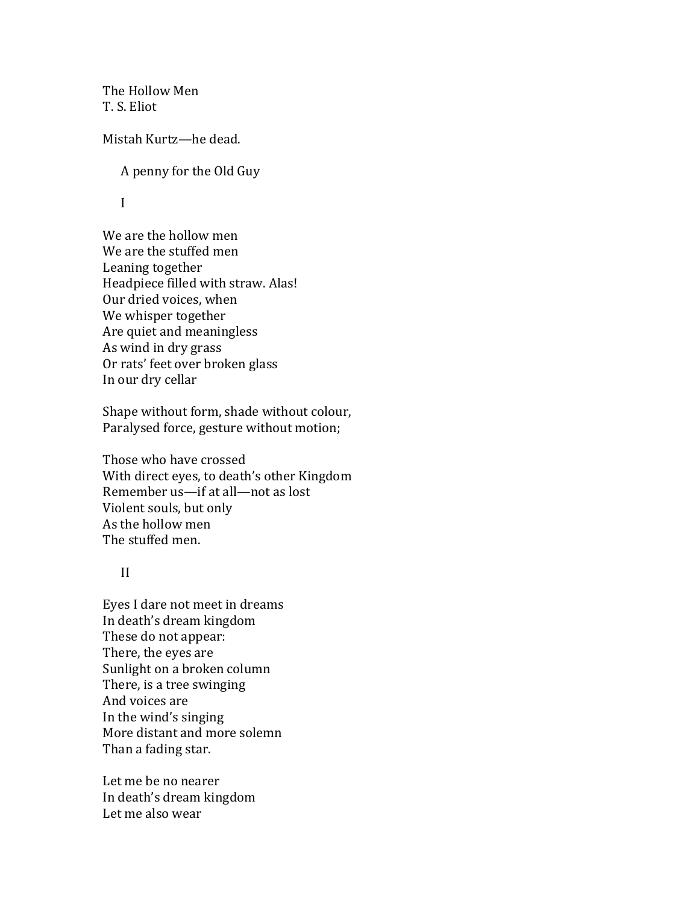# The Hollow Men

T. S. Eliot

Mistah Kurtz—he dead.

A penny for the Old Guy

## I

We are the hollow men  
We are the stuffed men  
Leaning together  
Headpiece filled with straw. Alas!  
Our dried voices, when  
We whisper together  
Are quiet and meaningless  
As wind in dry grass  
Or rats' feet over broken glass  
In our dry cellar

Shape without form, shade without colour,  
Paralysed force, gesture without motion;

Those who have crossed  
With direct eyes, to death's other Kingdom  
Remember us—if at all—not as lost  
Violent souls, but only  
As the hollow men  
The stuffed men.

## II

Eyes I dare not meet in dreams  
In death's dream kingdom  
These do not appear:  
There, the eyes are  
Sunlight on a broken column  
There, is a tree swinging  
And voices are  
In the wind's singing  
More distant and more solemn  
Than a fading star.

Let me be no nearer  
In death's dream kingdom  
Let me also wear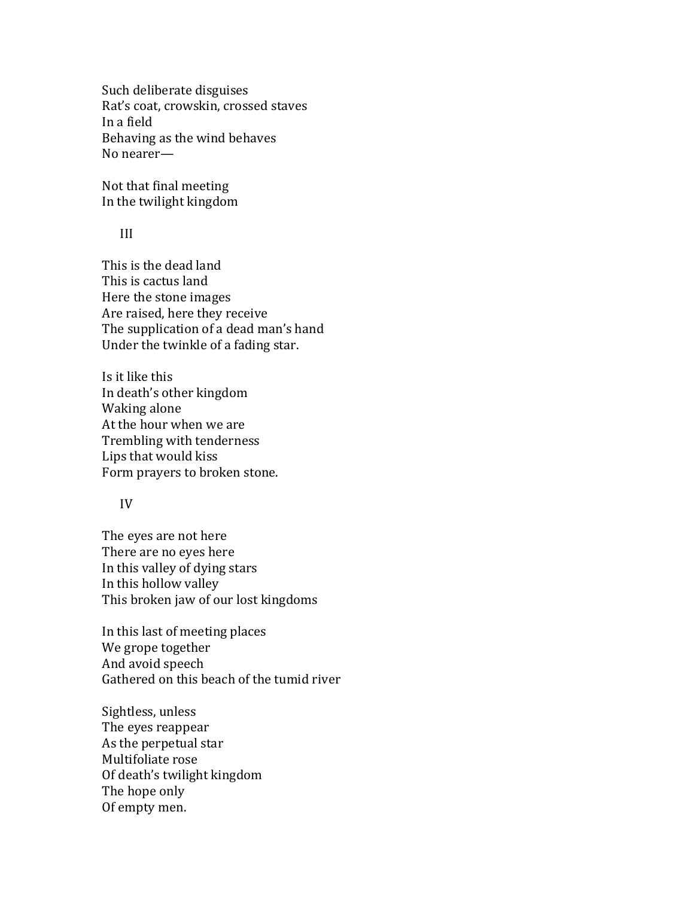Such deliberate disguises  
Rat's coat, crowskin, crossed staves  
In a field  
Behaving as the wind behaves  
No nearer—

Not that final meeting  
In the twilight kingdom

## III

This is the dead land  
This is cactus land  
Here the stone images  
Are raised, here they receive  
The supplication of a dead man's hand  
Under the twinkle of a fading star.

Is it like this  
In death's other kingdom  
Waking alone  
At the hour when we are  
Trembling with tenderness  
Lips that would kiss  
Form prayers to broken stone.

## IV

The eyes are not here  
There are no eyes here  
In this valley of dying stars  
In this hollow valley  
This broken jaw of our lost kingdoms

In this last of meeting places  
We grope together  
And avoid speech  
Gathered on this beach of the tumid river

Sightless, unless  
The eyes reappear  
As the perpetual star  
Multifoliate rose  
Of death's twilight kingdom  
The hope only  
Of empty men.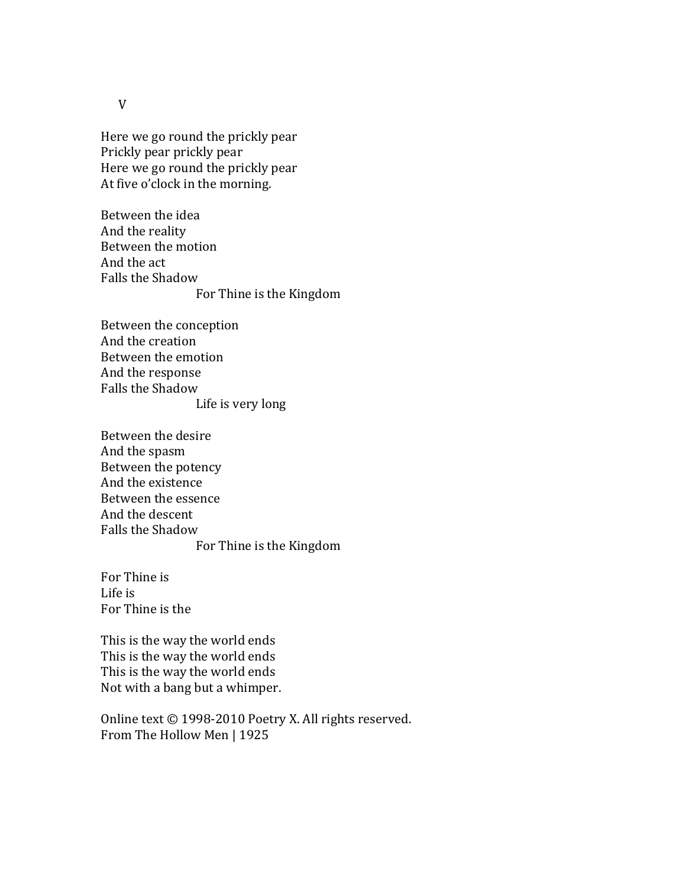V

Here we go round the prickly pear  
Prickly pear prickly pear  
Here we go round the prickly pear  
At five o'clock in the morning.

Between the idea  
And the reality  
Between the motion  
And the act  
Falls the Shadow  
                        For Thine is the Kingdom

Between the conception  
And the creation  
Between the emotion  
And the response  
Falls the Shadow  
                        Life is very long

Between the desire  
And the spasm  
Between the potency  
And the existence  
Between the essence  
And the descent  
Falls the Shadow  
                        For Thine is the Kingdom

For Thine is  
Life is  
For Thine is the

This is the way the world ends  
This is the way the world ends  
This is the way the world ends  
Not with a bang but a whimper.

Online text © 1998-2010 Poetry X. All rights reserved.  
From The Hollow Men | 1925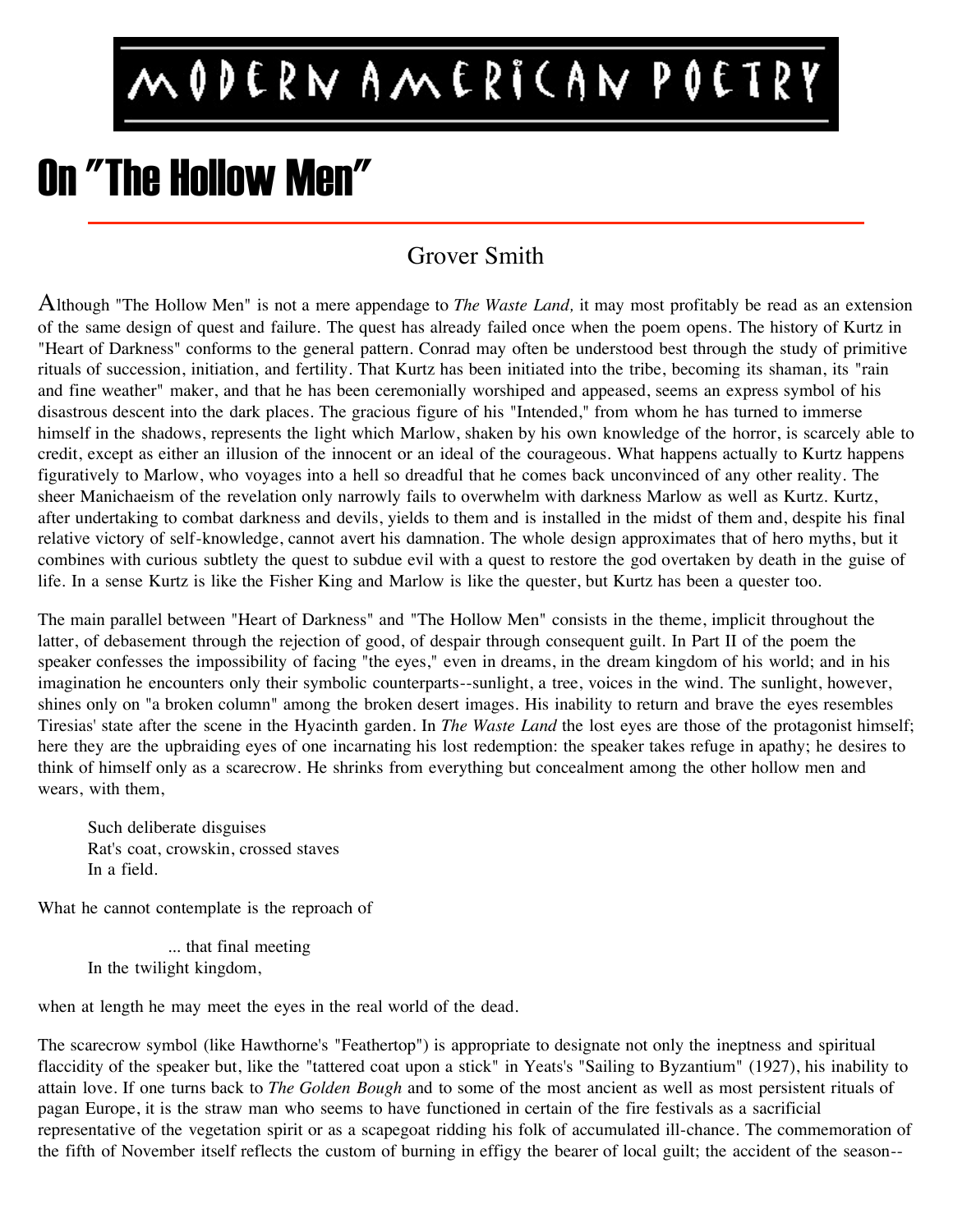# MODERN AMERICAN POETRY

# On "The Hollow Men"

## Grover Smith

Although "The Hollow Men" is not a mere appendage to *The Waste Land,* it may most profitably be read as an extension of the same design of quest and failure. The quest has already failed once when the poem opens. The history of Kurtz in "Heart of Darkness" conforms to the general pattern. Conrad may often be understood best through the study of primitive rituals of succession, initiation, and fertility. That Kurtz has been initiated into the tribe, becoming its shaman, its "rain and fine weather" maker, and that he has been ceremonially worshiped and appeased, seems an express symbol of his disastrous descent into the dark places. The gracious figure of his "Intended," from whom he has turned to immerse himself in the shadows, represents the light which Marlow, shaken by his own knowledge of the horror, is scarcely able to credit, except as either an illusion of the innocent or an ideal of the courageous. What happens actually to Kurtz happens figuratively to Marlow, who voyages into a hell so dreadful that he comes back unconvinced of any other reality. The sheer Manichaeism of the revelation only narrowly fails to overwhelm with darkness Marlow as well as Kurtz. Kurtz, after undertaking to combat darkness and devils, yields to them and is installed in the midst of them and, despite his final relative victory of self-knowledge, cannot avert his damnation. The whole design approximates that of hero myths, but it combines with curious subtlety the quest to subdue evil with a quest to restore the god overtaken by death in the guise of life. In a sense Kurtz is like the Fisher King and Marlow is like the quester, but Kurtz has been a quester too.

The main parallel between "Heart of Darkness" and "The Hollow Men" consists in the theme, implicit throughout the latter, of debasement through the rejection of good, of despair through consequent guilt. In Part II of the poem the speaker confesses the impossibility of facing "the eyes," even in dreams, in the dream kingdom of his world; and in his imagination he encounters only their symbolic counterparts--sunlight, a tree, voices in the wind. The sunlight, however, shines only on "a broken column" among the broken desert images. His inability to return and brave the eyes resembles Tiresias' state after the scene in the Hyacinth garden. In *The Waste Land* the lost eyes are those of the protagonist himself; here they are the upbraiding eyes of one incarnating his lost redemption: the speaker takes refuge in apathy; he desires to think of himself only as a scarecrow. He shrinks from everything but concealment among the other hollow men and wears, with them,

> Such deliberate disguises
> Rat's coat, crowskin, crossed staves
> In a field.

What he cannot contemplate is the reproach of

> ... that final meeting
> In the twilight kingdom,

when at length he may meet the eyes in the real world of the dead.

The scarecrow symbol (like Hawthorne's "Feathertop") is appropriate to designate not only the ineptness and spiritual flaccidity of the speaker but, like the "tattered coat upon a stick" in Yeats's "Sailing to Byzantium" (1927), his inability to attain love. If one turns back to *The Golden Bough* and to some of the most ancient as well as most persistent rituals of pagan Europe, it is the straw man who seems to have functioned in certain of the fire festivals as a sacrificial representative of the vegetation spirit or as a scapegoat ridding his folk of accumulated ill-chance. The commemoration of the fifth of November itself reflects the custom of burning in effigy the bearer of local guilt; the accident of the season--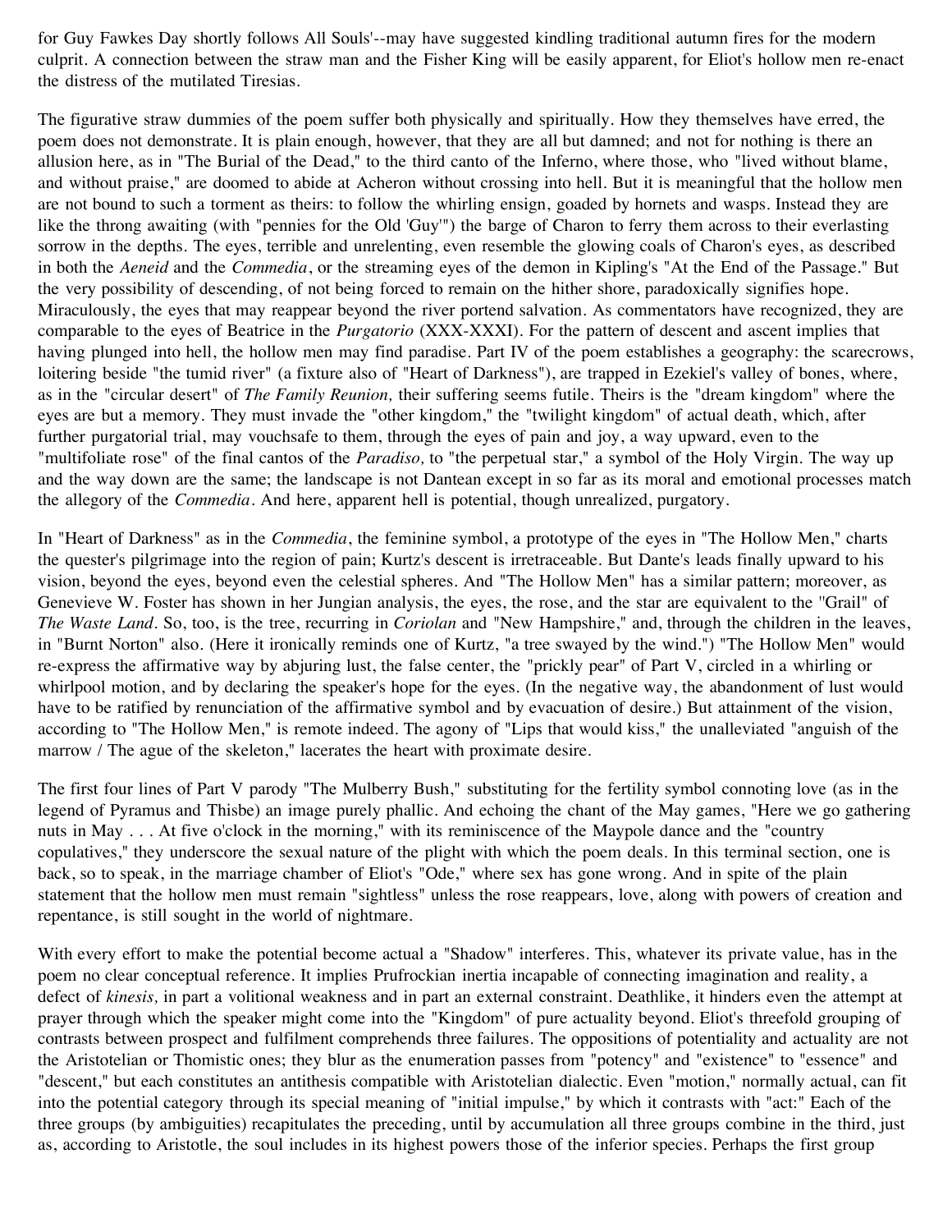for Guy Fawkes Day shortly follows All Souls'--may have suggested kindling traditional autumn fires for the modern culprit. A connection between the straw man and the Fisher King will be easily apparent, for Eliot's hollow men re-enact the distress of the mutilated Tiresias.

The figurative straw dummies of the poem suffer both physically and spiritually. How they themselves have erred, the poem does not demonstrate. It is plain enough, however, that they are all but damned; and not for nothing is there an allusion here, as in "The Burial of the Dead," to the third canto of the Inferno, where those, who "lived without blame, and without praise," are doomed to abide at Acheron without crossing into hell. But it is meaningful that the hollow men are not bound to such a torment as theirs: to follow the whirling ensign, goaded by hornets and wasps. Instead they are like the throng awaiting (with "pennies for the Old 'Guy'") the barge of Charon to ferry them across to their everlasting sorrow in the depths. The eyes, terrible and unrelenting, even resemble the glowing coals of Charon's eyes, as described in both the *Aeneid* and the *Commedia*, or the streaming eyes of the demon in Kipling's "At the End of the Passage." But the very possibility of descending, of not being forced to remain on the hither shore, paradoxically signifies hope. Miraculously, the eyes that may reappear beyond the river portend salvation. As commentators have recognized, they are comparable to the eyes of Beatrice in the *Purgatorio* (XXX-XXXI). For the pattern of descent and ascent implies that having plunged into hell, the hollow men may find paradise. Part IV of the poem establishes a geography: the scarecrows, loitering beside "the tumid river" (a fixture also of "Heart of Darkness"), are trapped in Ezekiel's valley of bones, where, as in the "circular desert" of *The Family Reunion,* their suffering seems futile. Theirs is the "dream kingdom" where the eyes are but a memory. They must invade the "other kingdom," the "twilight kingdom" of actual death, which, after further purgatorial trial, may vouchsafe to them, through the eyes of pain and joy, a way upward, even to the "multifoliate rose" of the final cantos of the *Paradiso,* to "the perpetual star," a symbol of the Holy Virgin. The way up and the way down are the same; the landscape is not Dantean except in so far as its moral and emotional processes match the allegory of the *Commedia*. And here, apparent hell is potential, though unrealized, purgatory.

In "Heart of Darkness" as in the *Commedia*, the feminine symbol, a prototype of the eyes in "The Hollow Men," charts the quester's pilgrimage into the region of pain; Kurtz's descent is irretraceable. But Dante's leads finally upward to his vision, beyond the eyes, beyond even the celestial spheres. And "The Hollow Men" has a similar pattern; moreover, as Genevieve W. Foster has shown in her Jungian analysis, the eyes, the rose, and the star are equivalent to the "Grail" of *The Waste Land*. So, too, is the tree, recurring in *Coriolan* and "New Hampshire," and, through the children in the leaves, in "Burnt Norton" also. (Here it ironically reminds one of Kurtz, "a tree swayed by the wind.") "The Hollow Men" would re-express the affirmative way by abjuring lust, the false center, the "prickly pear" of Part V, circled in a whirling or whirlpool motion, and by declaring the speaker's hope for the eyes. (In the negative way, the abandonment of lust would have to be ratified by renunciation of the affirmative symbol and by evacuation of desire.) But attainment of the vision, according to "The Hollow Men," is remote indeed. The agony of "Lips that would kiss," the unalleviated "anguish of the marrow / The ague of the skeleton," lacerates the heart with proximate desire.

The first four lines of Part V parody "The Mulberry Bush," substituting for the fertility symbol connoting love (as in the legend of Pyramus and Thisbe) an image purely phallic. And echoing the chant of the May games, "Here we go gathering nuts in May . . . At five o'clock in the morning," with its reminiscence of the Maypole dance and the "country copulatives," they underscore the sexual nature of the plight with which the poem deals. In this terminal section, one is back, so to speak, in the marriage chamber of Eliot's "Ode," where sex has gone wrong. And in spite of the plain statement that the hollow men must remain "sightless" unless the rose reappears, love, along with powers of creation and repentance, is still sought in the world of nightmare.

With every effort to make the potential become actual a "Shadow" interferes. This, whatever its private value, has in the poem no clear conceptual reference. It implies Prufrockian inertia incapable of connecting imagination and reality, a defect of *kinesis,* in part a volitional weakness and in part an external constraint. Deathlike, it hinders even the attempt at prayer through which the speaker might come into the "Kingdom" of pure actuality beyond. Eliot's threefold grouping of contrasts between prospect and fulfilment comprehends three failures. The oppositions of potentiality and actuality are not the Aristotelian or Thomistic ones; they blur as the enumeration passes from "potency" and "existence" to "essence" and "descent," but each constitutes an antithesis compatible with Aristotelian dialectic. Even "motion," normally actual, can fit into the potential category through its special meaning of "initial impulse," by which it contrasts with "act:" Each of the three groups (by ambiguities) recapitulates the preceding, until by accumulation all three groups combine in the third, just as, according to Aristotle, the soul includes in its highest powers those of the inferior species. Perhaps the first group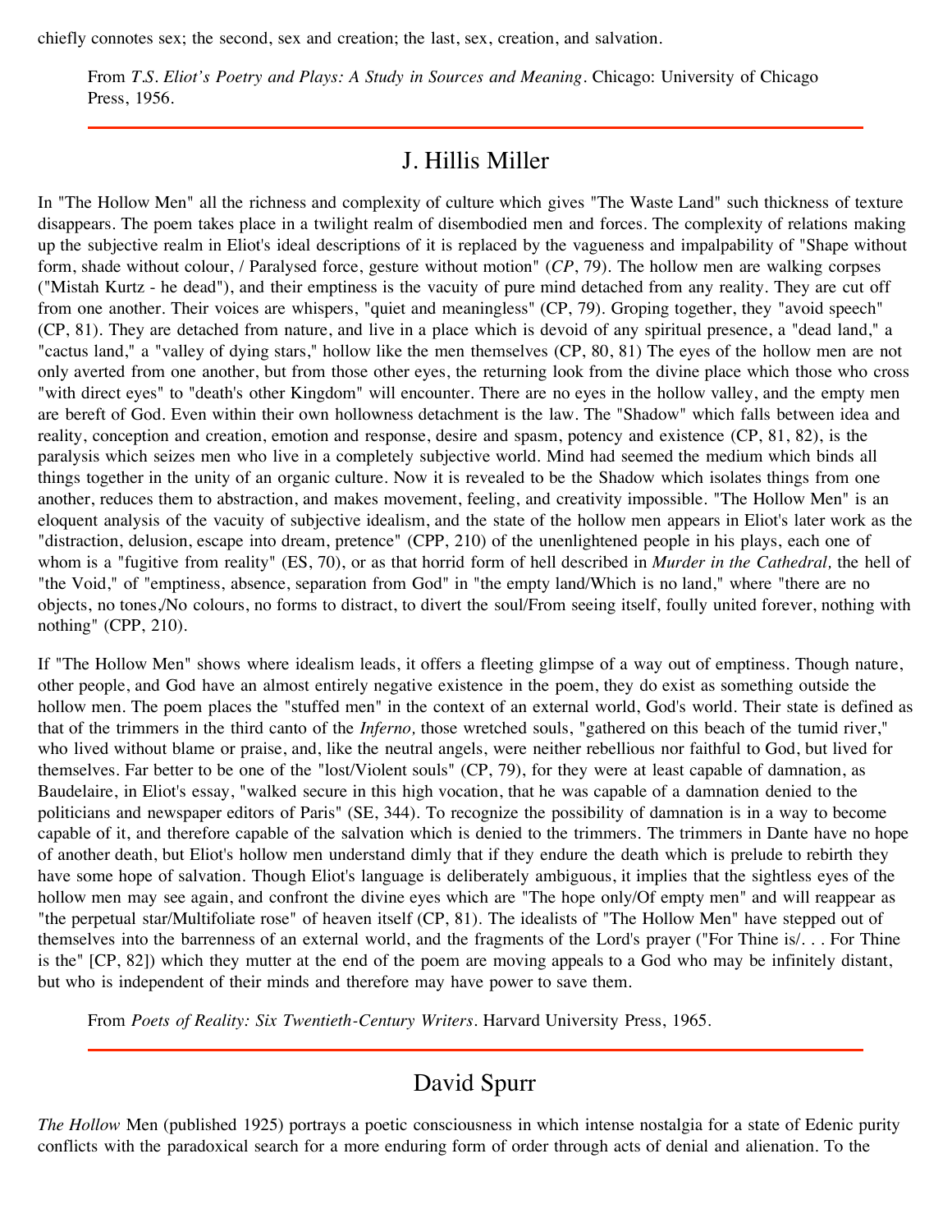chiefly connotes sex; the second, sex and creation; the last, sex, creation, and salvation.

> From *T.S. Eliot's Poetry and Plays: A Study in Sources and Meaning*. Chicago: University of Chicago Press, 1956.

---

## J. Hillis Miller

In "The Hollow Men" all the richness and complexity of culture which gives "The Waste Land" such thickness of texture disappears. The poem takes place in a twilight realm of disembodied men and forces. The complexity of relations making up the subjective realm in Eliot's ideal descriptions of it is replaced by the vagueness and impalpability of "Shape without form, shade without colour, / Paralysed force, gesture without motion" (*CP*, 79). The hollow men are walking corpses ("Mistah Kurtz - he dead"), and their emptiness is the vacuity of pure mind detached from any reality. They are cut off from one another. Their voices are whispers, "quiet and meaningless" (CP, 79). Groping together, they "avoid speech" (CP, 81). They are detached from nature, and live in a place which is devoid of any spiritual presence, a "dead land," a "cactus land," a "valley of dying stars," hollow like the men themselves (CP, 80, 81) The eyes of the hollow men are not only averted from one another, but from those other eyes, the returning look from the divine place which those who cross "with direct eyes" to "death's other Kingdom" will encounter. There are no eyes in the hollow valley, and the empty men are bereft of God. Even within their own hollowness detachment is the law. The "Shadow" which falls between idea and reality, conception and creation, emotion and response, desire and spasm, potency and existence (CP, 81, 82), is the paralysis which seizes men who live in a completely subjective world. Mind had seemed the medium which binds all things together in the unity of an organic culture. Now it is revealed to be the Shadow which isolates things from one another, reduces them to abstraction, and makes movement, feeling, and creativity impossible. "The Hollow Men" is an eloquent analysis of the vacuity of subjective idealism, and the state of the hollow men appears in Eliot's later work as the "distraction, delusion, escape into dream, pretence" (CPP, 210) of the unenlightened people in his plays, each one of whom is a "fugitive from reality" (ES, 70), or as that horrid form of hell described in *Murder in the Cathedral,* the hell of "the Void," of "emptiness, absence, separation from God" in "the empty land/Which is no land," where "there are no objects, no tones,/No colours, no forms to distract, to divert the soul/From seeing itself, foully united forever, nothing with nothing" (CPP, 210).

If "The Hollow Men" shows where idealism leads, it offers a fleeting glimpse of a way out of emptiness. Though nature, other people, and God have an almost entirely negative existence in the poem, they do exist as something outside the hollow men. The poem places the "stuffed men" in the context of an external world, God's world. Their state is defined as that of the trimmers in the third canto of the *Inferno,* those wretched souls, "gathered on this beach of the tumid river," who lived without blame or praise, and, like the neutral angels, were neither rebellious nor faithful to God, but lived for themselves. Far better to be one of the "lost/Violent souls" (CP, 79), for they were at least capable of damnation, as Baudelaire, in Eliot's essay, "walked secure in this high vocation, that he was capable of a damnation denied to the politicians and newspaper editors of Paris" (SE, 344). To recognize the possibility of damnation is in a way to become capable of it, and therefore capable of the salvation which is denied to the trimmers. The trimmers in Dante have no hope of another death, but Eliot's hollow men understand dimly that if they endure the death which is prelude to rebirth they have some hope of salvation. Though Eliot's language is deliberately ambiguous, it implies that the sightless eyes of the hollow men may see again, and confront the divine eyes which are "The hope only/Of empty men" and will reappear as "the perpetual star/Multifoliate rose" of heaven itself (CP, 81). The idealists of "The Hollow Men" have stepped out of themselves into the barrenness of an external world, and the fragments of the Lord's prayer ("For Thine is/. . . For Thine is the" [CP, 82]) which they mutter at the end of the poem are moving appeals to a God who may be infinitely distant, but who is independent of their minds and therefore may have power to save them.

> From *Poets of Reality: Six Twentieth-Century Writers*. Harvard University Press, 1965.

---

## David Spurr

*The Hollow* Men (published 1925) portrays a poetic consciousness in which intense nostalgia for a state of Edenic purity conflicts with the paradoxical search for a more enduring form of order through acts of denial and alienation. To the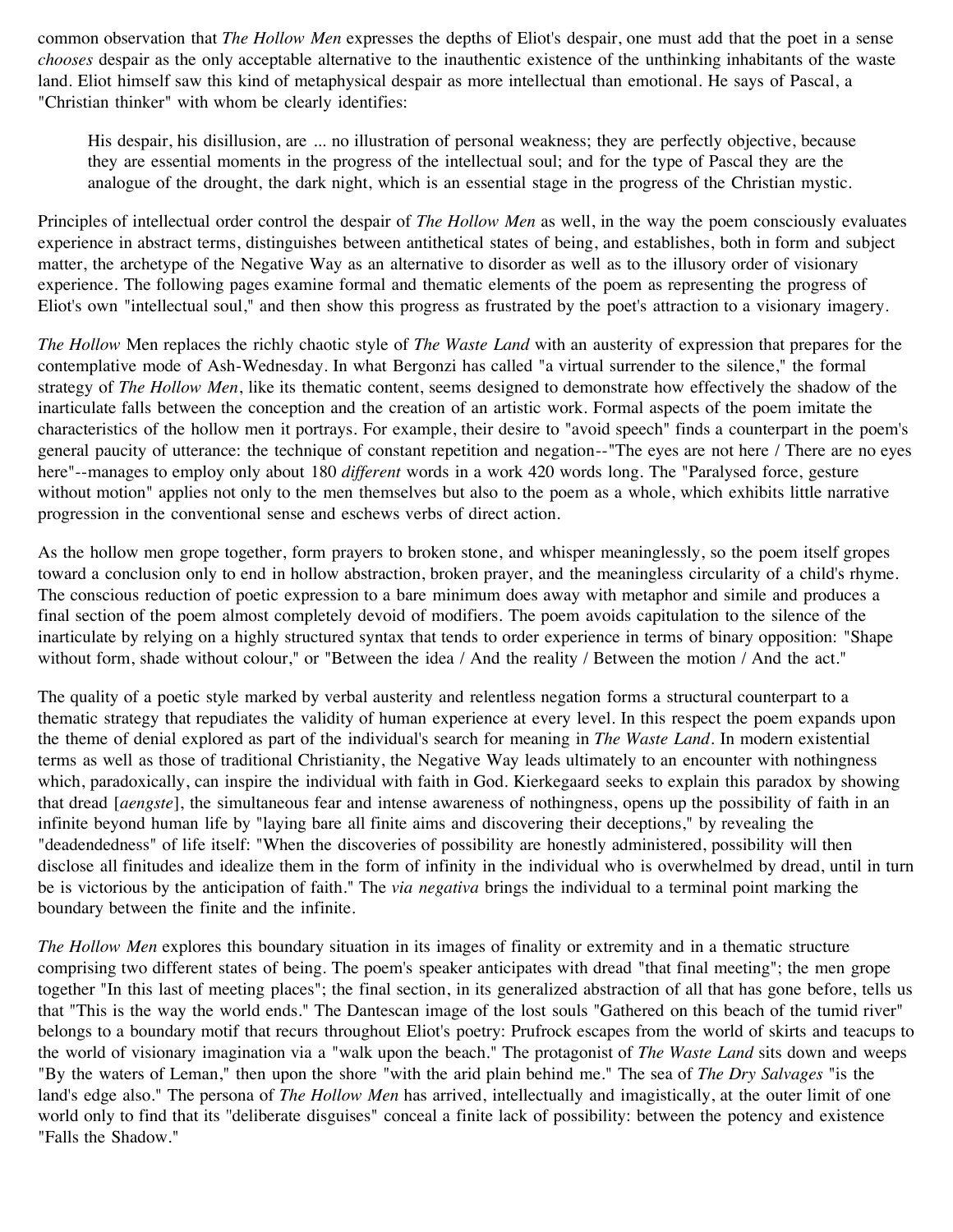common observation that *The Hollow Men* expresses the depths of Eliot's despair, one must add that the poet in a sense *chooses* despair as the only acceptable alternative to the inauthentic existence of the unthinking inhabitants of the waste land. Eliot himself saw this kind of metaphysical despair as more intellectual than emotional. He says of Pascal, a "Christian thinker" with whom be clearly identifies:

> His despair, his disillusion, are ... no illustration of personal weakness; they are perfectly objective, because they are essential moments in the progress of the intellectual soul; and for the type of Pascal they are the analogue of the drought, the dark night, which is an essential stage in the progress of the Christian mystic.

Principles of intellectual order control the despair of *The Hollow Men* as well, in the way the poem consciously evaluates experience in abstract terms, distinguishes between antithetical states of being, and establishes, both in form and subject matter, the archetype of the Negative Way as an alternative to disorder as well as to the illusory order of visionary experience. The following pages examine formal and thematic elements of the poem as representing the progress of Eliot's own "intellectual soul," and then show this progress as frustrated by the poet's attraction to a visionary imagery.

*The Hollow* Men replaces the richly chaotic style of *The Waste Land* with an austerity of expression that prepares for the contemplative mode of Ash-Wednesday. In what Bergonzi has called "a virtual surrender to the silence," the formal strategy of *The Hollow Men*, like its thematic content, seems designed to demonstrate how effectively the shadow of the inarticulate falls between the conception and the creation of an artistic work. Formal aspects of the poem imitate the characteristics of the hollow men it portrays. For example, their desire to "avoid speech" finds a counterpart in the poem's general paucity of utterance: the technique of constant repetition and negation--"The eyes are not here / There are no eyes here"--manages to employ only about 180 *different* words in a work 420 words long. The "Paralysed force, gesture without motion" applies not only to the men themselves but also to the poem as a whole, which exhibits little narrative progression in the conventional sense and eschews verbs of direct action.

As the hollow men grope together, form prayers to broken stone, and whisper meaninglessly, so the poem itself gropes toward a conclusion only to end in hollow abstraction, broken prayer, and the meaningless circularity of a child's rhyme. The conscious reduction of poetic expression to a bare minimum does away with metaphor and simile and produces a final section of the poem almost completely devoid of modifiers. The poem avoids capitulation to the silence of the inarticulate by relying on a highly structured syntax that tends to order experience in terms of binary opposition: "Shape without form, shade without colour," or "Between the idea / And the reality / Between the motion / And the act."

The quality of a poetic style marked by verbal austerity and relentless negation forms a structural counterpart to a thematic strategy that repudiates the validity of human experience at every level. In this respect the poem expands upon the theme of denial explored as part of the individual's search for meaning in *The Waste Land*. In modern existential terms as well as those of traditional Christianity, the Negative Way leads ultimately to an encounter with nothingness which, paradoxically, can inspire the individual with faith in God. Kierkegaard seeks to explain this paradox by showing that dread [*aengste*], the simultaneous fear and intense awareness of nothingness, opens up the possibility of faith in an infinite beyond human life by "laying bare all finite aims and discovering their deceptions," by revealing the "deadendedness" of life itself: "When the discoveries of possibility are honestly administered, possibility will then disclose all finitudes and idealize them in the form of infinity in the individual who is overwhelmed by dread, until in turn be is victorious by the anticipation of faith." The *via negativa* brings the individual to a terminal point marking the boundary between the finite and the infinite.

*The Hollow Men* explores this boundary situation in its images of finality or extremity and in a thematic structure comprising two different states of being. The poem's speaker anticipates with dread "that final meeting"; the men grope together "In this last of meeting places"; the final section, in its generalized abstraction of all that has gone before, tells us that "This is the way the world ends." The Dantescan image of the lost souls "Gathered on this beach of the tumid river" belongs to a boundary motif that recurs throughout Eliot's poetry: Prufrock escapes from the world of skirts and teacups to the world of visionary imagination via a "walk upon the beach." The protagonist of *The Waste Land* sits down and weeps "By the waters of Leman," then upon the shore "with the arid plain behind me." The sea of *The Dry Salvages* "is the land's edge also." The persona of *The Hollow Men* has arrived, intellectually and imagistically, at the outer limit of one world only to find that its "deliberate disguises" conceal a finite lack of possibility: between the potency and existence "Falls the Shadow."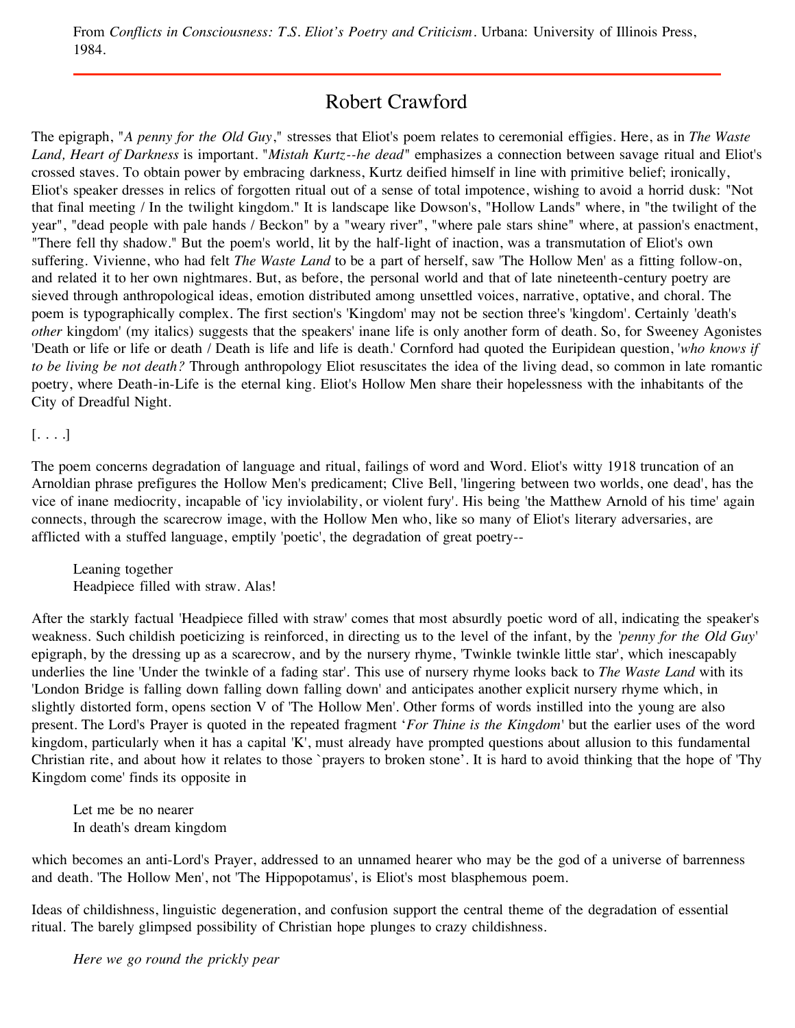From *Conflicts in Consciousness: T.S. Eliot's Poetry and Criticism*. Urbana: University of Illinois Press, 1984.

---

## Robert Crawford

The epigraph, "*A penny for the Old Guy*," stresses that Eliot's poem relates to ceremonial effigies. Here, as in *The Waste Land, Heart of Darkness* is important. "*Mistah Kurtz--he dead*" emphasizes a connection between savage ritual and Eliot's crossed staves. To obtain power by embracing darkness, Kurtz deified himself in line with primitive belief; ironically, Eliot's speaker dresses in relics of forgotten ritual out of a sense of total impotence, wishing to avoid a horrid dusk: "Not that final meeting / In the twilight kingdom." It is landscape like Dowson's, "Hollow Lands" where, in "the twilight of the year", "dead people with pale hands / Beckon" by a "weary river", "where pale stars shine" where, at passion's enactment, "There fell thy shadow." But the poem's world, lit by the half-light of inaction, was a transmutation of Eliot's own suffering. Vivienne, who had felt *The Waste Land* to be a part of herself, saw 'The Hollow Men' as a fitting follow-on, and related it to her own nightmares. But, as before, the personal world and that of late nineteenth-century poetry are sieved through anthropological ideas, emotion distributed among unsettled voices, narrative, optative, and choral. The poem is typographically complex. The first section's 'Kingdom' may not be section three's 'kingdom'. Certainly 'death's *other* kingdom' (my italics) suggests that the speakers' inane life is only another form of death. So, for Sweeney Agonistes 'Death or life or life or death / Death is life and life is death.' Cornford had quoted the Euripidean question, '*who knows if to be living be not death?* Through anthropology Eliot resuscitates the idea of the living dead, so common in late romantic poetry, where Death-in-Life is the eternal king. Eliot's Hollow Men share their hopelessness with the inhabitants of the City of Dreadful Night.

[. . . .]

The poem concerns degradation of language and ritual, failings of word and Word. Eliot's witty 1918 truncation of an Arnoldian phrase prefigures the Hollow Men's predicament; Clive Bell, 'lingering between two worlds, one dead', has the vice of inane mediocrity, incapable of 'icy inviolability, or violent fury'. His being 'the Matthew Arnold of his time' again connects, through the scarecrow image, with the Hollow Men who, like so many of Eliot's literary adversaries, are afflicted with a stuffed language, emptily 'poetic', the degradation of great poetry--

> Leaning together
> Headpiece filled with straw. Alas!

After the starkly factual 'Headpiece filled with straw' comes that most absurdly poetic word of all, indicating the speaker's weakness. Such childish poeticizing is reinforced, in directing us to the level of the infant, by the '*penny for the Old Guy*' epigraph, by the dressing up as a scarecrow, and by the nursery rhyme, 'Twinkle twinkle little star', which inescapably underlies the line 'Under the twinkle of a fading star'. This use of nursery rhyme looks back to *The Waste Land* with its 'London Bridge is falling down falling down falling down' and anticipates another explicit nursery rhyme which, in slightly distorted form, opens section V of 'The Hollow Men'. Other forms of words instilled into the young are also present. The Lord's Prayer is quoted in the repeated fragment '*For Thine is the Kingdom*' but the earlier uses of the word kingdom, particularly when it has a capital 'K', must already have prompted questions about allusion to this fundamental Christian rite, and about how it relates to those `prayers to broken stone'. It is hard to avoid thinking that the hope of 'Thy Kingdom come' finds its opposite in

> Let me be no nearer
> In death's dream kingdom

which becomes an anti-Lord's Prayer, addressed to an unnamed hearer who may be the god of a universe of barrenness and death. 'The Hollow Men', not 'The Hippopotamus', is Eliot's most blasphemous poem.

Ideas of childishness, linguistic degeneration, and confusion support the central theme of the degradation of essential ritual. The barely glimpsed possibility of Christian hope plunges to crazy childishness.

> *Here we go round the prickly pear*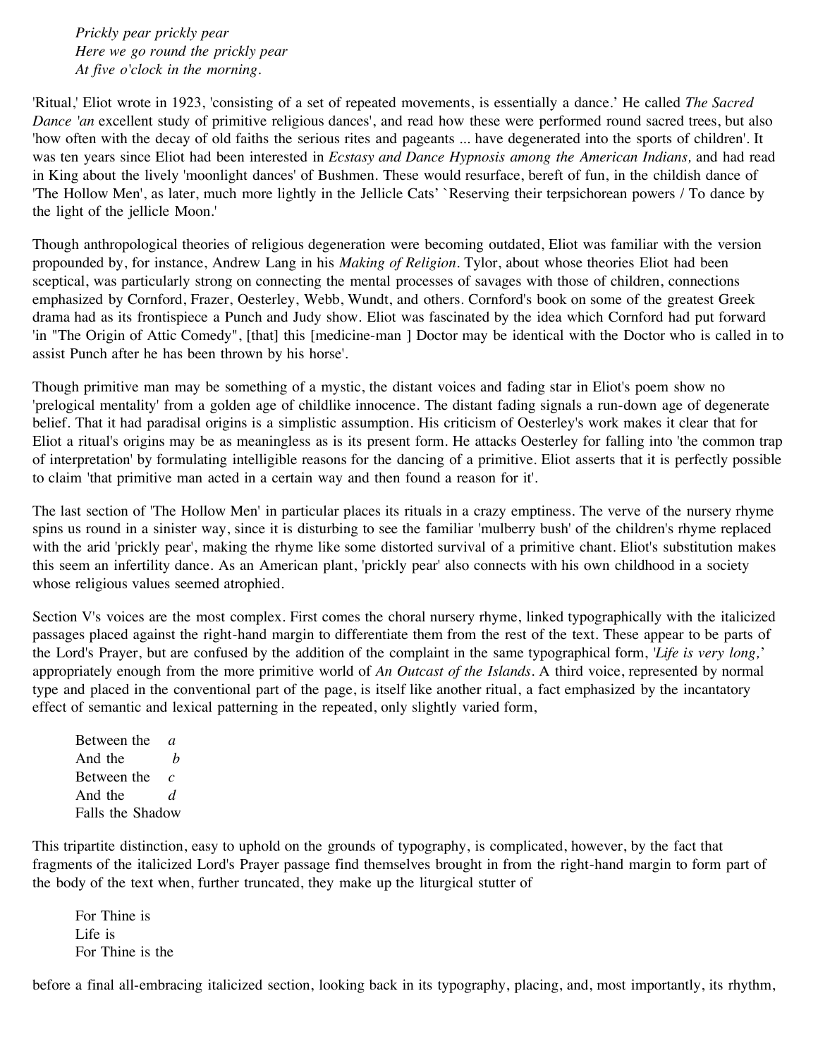*Prickly pear prickly pear*
*Here we go round the prickly pear*
*At five o'clock in the morning.*

'Ritual,' Eliot wrote in 1923, 'consisting of a set of repeated movements, is essentially a dance.' He called *The Sacred Dance 'an* excellent study of primitive religious dances', and read how these were performed round sacred trees, but also 'how often with the decay of old faiths the serious rites and pageants ... have degenerated into the sports of children'. It was ten years since Eliot had been interested in *Ecstasy and Dance Hypnosis among the American Indians,* and had read in King about the lively 'moonlight dances' of Bushmen. These would resurface, bereft of fun, in the childish dance of 'The Hollow Men', as later, much more lightly in the Jellicle Cats' `Reserving their terpsichorean powers / To dance by the light of the jellicle Moon.'

Though anthropological theories of religious degeneration were becoming outdated, Eliot was familiar with the version propounded by, for instance, Andrew Lang in his *Making of Religion*. Tylor, about whose theories Eliot had been sceptical, was particularly strong on connecting the mental processes of savages with those of children, connections emphasized by Cornford, Frazer, Oesterley, Webb, Wundt, and others. Cornford's book on some of the greatest Greek drama had as its frontispiece a Punch and Judy show. Eliot was fascinated by the idea which Cornford had put forward 'in "The Origin of Attic Comedy", [that] this [medicine-man ] Doctor may be identical with the Doctor who is called in to assist Punch after he has been thrown by his horse'.

Though primitive man may be something of a mystic, the distant voices and fading star in Eliot's poem show no 'prelogical mentality' from a golden age of childlike innocence. The distant fading signals a run-down age of degenerate belief. That it had paradisal origins is a simplistic assumption. His criticism of Oesterley's work makes it clear that for Eliot a ritual's origins may be as meaningless as is its present form. He attacks Oesterley for falling into 'the common trap of interpretation' by formulating intelligible reasons for the dancing of a primitive. Eliot asserts that it is perfectly possible to claim 'that primitive man acted in a certain way and then found a reason for it'.

The last section of 'The Hollow Men' in particular places its rituals in a crazy emptiness. The verve of the nursery rhyme spins us round in a sinister way, since it is disturbing to see the familiar 'mulberry bush' of the children's rhyme replaced with the arid 'prickly pear', making the rhyme like some distorted survival of a primitive chant. Eliot's substitution makes this seem an infertility dance. As an American plant, 'prickly pear' also connects with his own childhood in a society whose religious values seemed atrophied.

Section V's voices are the most complex. First comes the choral nursery rhyme, linked typographically with the italicized passages placed against the right-hand margin to differentiate them from the rest of the text. These appear to be parts of the Lord's Prayer, but are confused by the addition of the complaint in the same typographical form, '*Life is very long,*' appropriately enough from the more primitive world of *An Outcast of the Islands*. A third voice, represented by normal type and placed in the conventional part of the page, is itself like another ritual, a fact emphasized by the incantatory effect of semantic and lexical patterning in the repeated, only slightly varied form,

Between the *a*
And the *b*
Between the *c*
And the *d*
Falls the Shadow

This tripartite distinction, easy to uphold on the grounds of typography, is complicated, however, by the fact that fragments of the italicized Lord's Prayer passage find themselves brought in from the right-hand margin to form part of the body of the text when, further truncated, they make up the liturgical stutter of

For Thine is
Life is
For Thine is the

before a final all-embracing italicized section, looking back in its typography, placing, and, most importantly, its rhythm,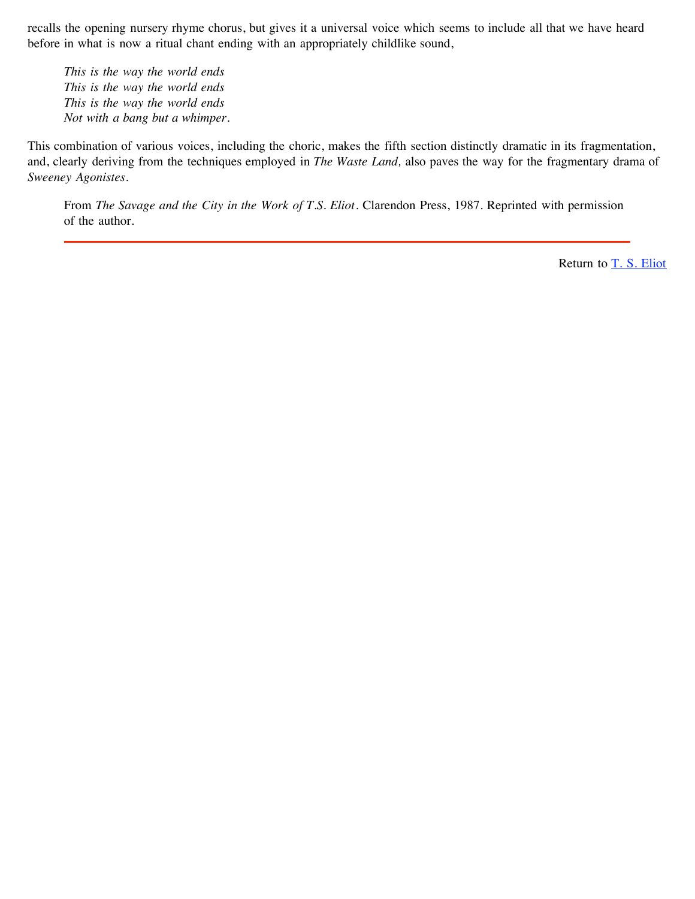recalls the opening nursery rhyme chorus, but gives it a universal voice which seems to include all that we have heard before in what is now a ritual chant ending with an appropriately childlike sound,

> *This is the way the world ends*
> *This is the way the world ends*
> *This is the way the world ends*
> *Not with a bang but a whimper.*

This combination of various voices, including the choric, makes the fifth section distinctly dramatic in its fragmentation, and, clearly deriving from the techniques employed in *The Waste Land,* also paves the way for the fragmentary drama of *Sweeney Agonistes*.

> From *The Savage and the City in the Work of T.S. Eliot*. Clarendon Press, 1987. Reprinted with permission of the author.

---

Return to T. S. Eliot